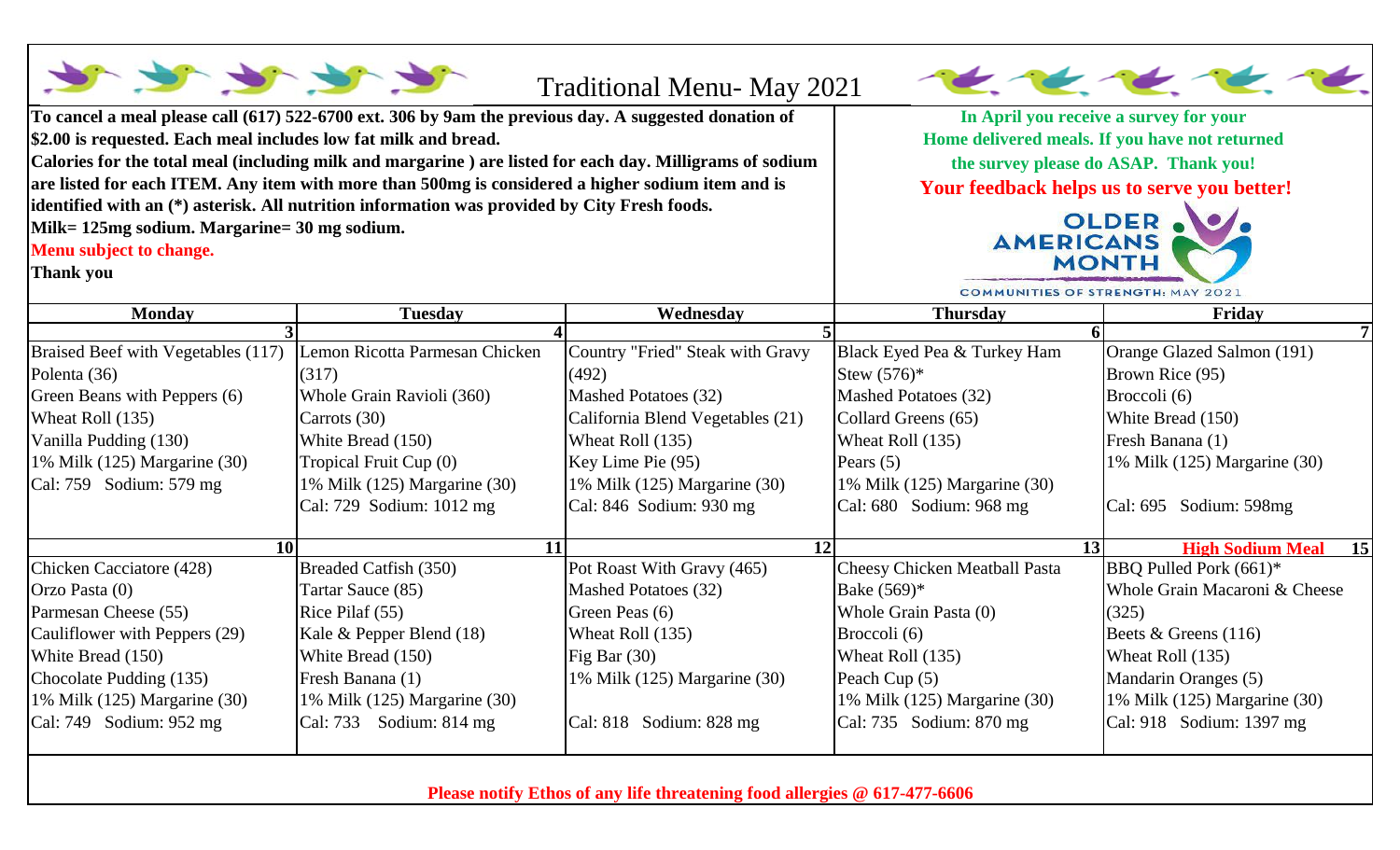# Traditional Menu- May 2021

**To cancel a meal please call (617) 522-6700 ext. 306 by 9am the previous day. A suggested donation of $2.00 is requested. Each meal includes low fat milk and bread.**
**Calories for the total meal (including milk and margarine ) are listed for each day. Milligrams of sodium are listed for each ITEM. Any item with more than 500mg is considered a higher sodium item and is identified with an (*) asterisk. All nutrition information was provided by City Fresh foods.**
**Milk= 125mg sodium. Margarine= 30 mg sodium.**
**Menu subject to change.**
**Thank you**

**In April you receive a survey for your Home delivered meals. If you have not returned the survey please do ASAP. Thank you!**
**Your feedback helps us to serve you better!**

OLDER AMERICANS MONTH
COMMUNITIES OF STRENGTH: MAY 2021

| Monday | Tuesday | Wednesday | Thursday | Friday |
|---|---|---|---|---|
| 3 | 4 | 5 | 6 | 7 |
| Braised Beef with Vegetables (117)<br>Polenta (36)<br>Green Beans with Peppers (6)<br>Wheat Roll (135)<br>Vanilla Pudding (130)<br>1% Milk (125) Margarine (30)<br>Cal: 759 Sodium: 579 mg | Lemon Ricotta Parmesan Chicken (317)<br>Whole Grain Ravioli (360)<br>Carrots (30)<br>White Bread (150)<br>Tropical Fruit Cup (0)<br>1% Milk (125) Margarine (30)<br>Cal: 729 Sodium: 1012 mg | Country "Fried" Steak with Gravy (492)<br>Mashed Potatoes (32)<br>California Blend Vegetables (21)<br>Wheat Roll (135)<br>Key Lime Pie (95)<br>1% Milk (125) Margarine (30)<br>Cal: 846 Sodium: 930 mg | Black Eyed Pea & Turkey Ham Stew (576)*<br>Mashed Potatoes (32)<br>Collard Greens (65)<br>Wheat Roll (135)<br>Pears (5)<br>1% Milk (125) Margarine (30)<br>Cal: 680 Sodium: 968 mg | Orange Glazed Salmon (191)<br>Brown Rice (95)<br>Broccoli (6)<br>White Bread (150)<br>Fresh Banana (1)<br>1% Milk (125) Margarine (30)<br>Cal: 695 Sodium: 598mg |
| 10 | 11 | 12 | 13 | **High Sodium Meal** 15 |
| Chicken Cacciatore (428)<br>Orzo Pasta (0)<br>Parmesan Cheese (55)<br>Cauliflower with Peppers (29)<br>White Bread (150)<br>Chocolate Pudding (135)<br>1% Milk (125) Margarine (30)<br>Cal: 749 Sodium: 952 mg | Breaded Catfish (350)<br>Tartar Sauce (85)<br>Rice Pilaf (55)<br>Kale & Pepper Blend (18)<br>White Bread (150)<br>Fresh Banana (1)<br>1% Milk (125) Margarine (30)<br>Cal: 733 Sodium: 814 mg | Pot Roast With Gravy (465)<br>Mashed Potatoes (32)<br>Green Peas (6)<br>Wheat Roll (135)<br>Fig Bar (30)<br>1% Milk (125) Margarine (30)<br>Cal: 818 Sodium: 828 mg | Cheesy Chicken Meatball Pasta Bake (569)*<br>Whole Grain Pasta (0)<br>Broccoli (6)<br>Wheat Roll (135)<br>Peach Cup (5)<br>1% Milk (125) Margarine (30)<br>Cal: 735 Sodium: 870 mg | BBQ Pulled Pork (661)*<br>Whole Grain Macaroni & Cheese (325)<br>Beets & Greens (116)<br>Wheat Roll (135)<br>Mandarin Oranges (5)<br>1% Milk (125) Margarine (30)<br>Cal: 918 Sodium: 1397 mg |

**Please notify Ethos of any life threatening food allergies @ 617-477-6606**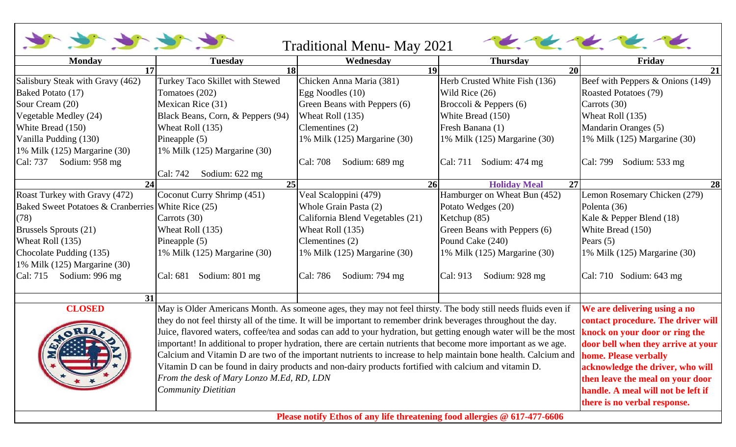# Traditional Menu- May 2021

| Monday | Tuesday | Wednesday | Thursday | Friday |
|---|---|---|---|---|
| **17** | **18** | **19** | **20** | **21** |
| Salisbury Steak with Gravy (462)<br>Baked Potato (17)<br>Sour Cream (20)<br>Vegetable Medley (24)<br>White Bread (150)<br>Vanilla Pudding (130)<br>1% Milk (125) Margarine (30)<br>Cal: 737 Sodium: 958 mg | Turkey Taco Skillet with Stewed Tomatoes (202)<br>Mexican Rice (31)<br>Black Beans, Corn, & Peppers (94)<br>Wheat Roll (135)<br>Pineapple (5)<br>1% Milk (125) Margarine (30)<br>Cal: 742 Sodium: 622 mg | Chicken Anna Maria (381)<br>Egg Noodles (10)<br>Green Beans with Peppers (6)<br>Wheat Roll (135)<br>Clementines (2)<br>1% Milk (125) Margarine (30)<br>Cal: 708 Sodium: 689 mg | Herb Crusted White Fish (136)<br>Wild Rice (26)<br>Broccoli & Peppers (6)<br>White Bread (150)<br>Fresh Banana (1)<br>1% Milk (125) Margarine (30)<br>Cal: 711 Sodium: 474 mg | Beef with Peppers & Onions (149)<br>Roasted Potatoes (79)<br>Carrots (30)<br>Wheat Roll (135)<br>Mandarin Oranges (5)<br>1% Milk (125) Margarine (30)<br>Cal: 799 Sodium: 533 mg |
| **24** | **25** | **26** | **Holiday Meal** **27** | **28** |
| Roast Turkey with Gravy (472)<br>Baked Sweet Potatoes & Cranberries (78)<br>Brussels Sprouts (21)<br>Wheat Roll (135)<br>Chocolate Pudding (135)<br>1% Milk (125) Margarine (30)<br>Cal: 715 Sodium: 996 mg | Coconut Curry Shrimp (451)<br>White Rice (25)<br>Carrots (30)<br>Wheat Roll (135)<br>Pineapple (5)<br>1% Milk (125) Margarine (30)<br>Cal: 681 Sodium: 801 mg | Veal Scaloppini (479)<br>Whole Grain Pasta (2)<br>California Blend Vegetables (21)<br>Wheat Roll (135)<br>Clementines (2)<br>1% Milk (125) Margarine (30)<br>Cal: 786 Sodium: 794 mg | Hamburger on Wheat Bun (452)<br>Potato Wedges (20)<br>Ketchup (85)<br>Green Beans with Peppers (6)<br>Pound Cake (240)<br>1% Milk (125) Margarine (30)<br>Cal: 913 Sodium: 928 mg | Lemon Rosemary Chicken (279)<br>Polenta (36)<br>Kale & Pepper Blend (18)<br>White Bread (150)<br>Pears (5)<br>1% Milk (125) Margarine (30)<br>Cal: 710 Sodium: 643 mg |
| **31** | | | | |
| **CLOSED**<br>MEMORIAL DAY | May is Older Americans Month. As someone ages, they may not feel thirsty. The body still needs fluids even if they do not feel thirsty all of the time. It will be important to remember drink beverages throughout the day. Juice, flavored waters, coffee/tea and sodas can add to your hydration, but getting enough water will be the most important! In additional to proper hydration, there are certain nutrients that become more important as we age. Calcium and Vitamin D are two of the important nutrients to increase to help maintain bone health. Calcium and Vitamin D can be found in dairy products and non-dairy products fortified with calcium and vitamin D.<br>*From the desk of Mary Lonzo M.Ed, RD, LDN*<br>*Community Dietitian* | | | **We are delivering using a no contact procedure. The driver will knock on your door or ring the door bell when they arrive at your home. Please verbally acknowledge the driver, who will then leave the meal on your door handle. A meal will not be left if there is no verbal response.** |

**Please notify Ethos of any life threatening food allergies @ 617-477-6606**